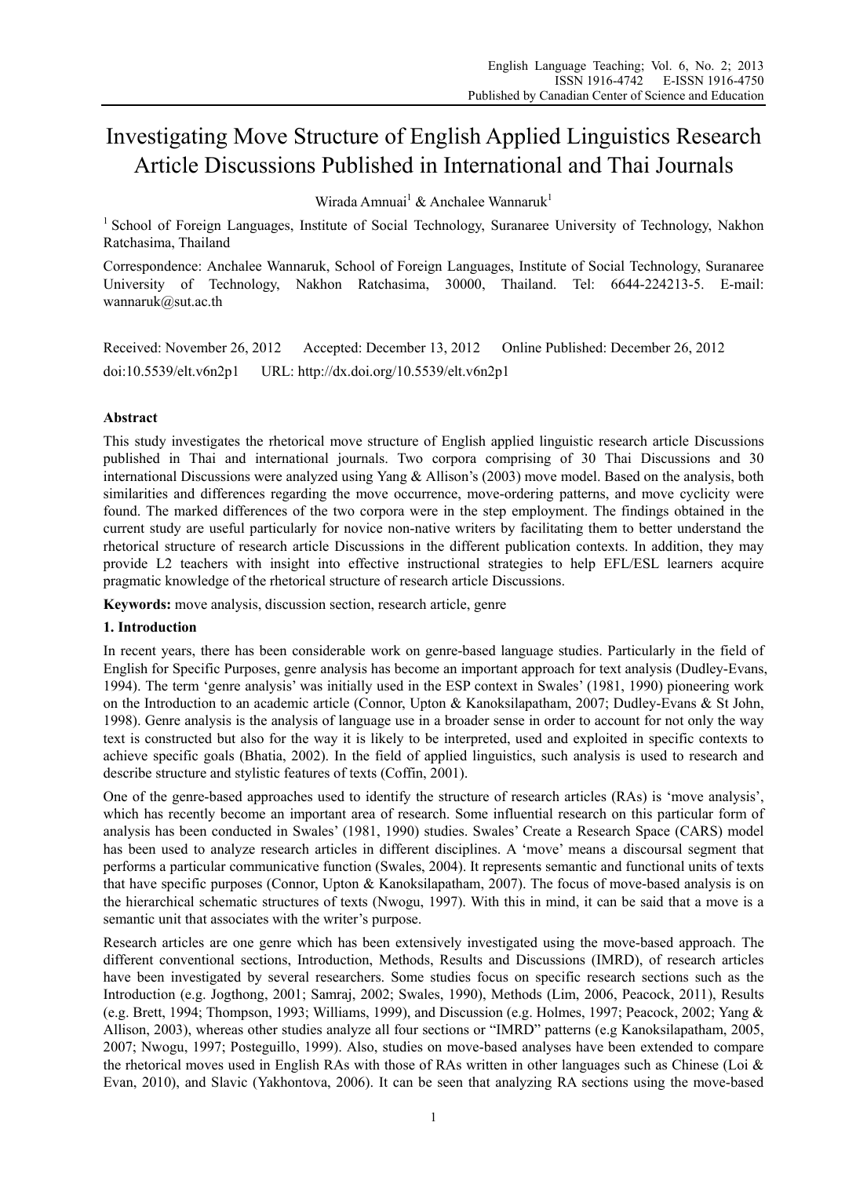# Investigating Move Structure of English Applied Linguistics Research Article Discussions Published in International and Thai Journals

Wirada Amnuai[1] & Anchalee Wannaruk[1]

[1] School of Foreign Languages, Institute of Social Technology, Suranaree University of Technology, Nakhon Ratchasima, Thailand

Correspondence: Anchalee Wannaruk, School of Foreign Languages, Institute of Social Technology, Suranaree University of Technology, Nakhon Ratchasima, 30000, Thailand. Tel: 6644-224213-5. E-mail: wannaruk@sut.ac.th

Received: November 26, 2012 Accepted: December 13, 2012 Online Published: December 26, 2012

doi:10.5539/elt.v6n2p1 URL: http://dx.doi.org/10.5539/elt.v6n2p1

## Abstract

This study investigates the rhetorical move structure of English applied linguistic research article Discussions published in Thai and international journals. Two corpora comprising of 30 Thai Discussions and 30 international Discussions were analyzed using Yang & Allison's (2003) move model. Based on the analysis, both similarities and differences regarding the move occurrence, move-ordering patterns, and move cyclicity were found. The marked differences of the two corpora were in the step employment. The findings obtained in the current study are useful particularly for novice non-native writers by facilitating them to better understand the rhetorical structure of research article Discussions in the different publication contexts. In addition, they may provide L2 teachers with insight into effective instructional strategies to help EFL/ESL learners acquire pragmatic knowledge of the rhetorical structure of research article Discussions.

**Keywords:** move analysis, discussion section, research article, genre

## 1. Introduction

In recent years, there has been considerable work on genre-based language studies. Particularly in the field of English for Specific Purposes, genre analysis has become an important approach for text analysis (Dudley-Evans, 1994). The term 'genre analysis' was initially used in the ESP context in Swales' (1981, 1990) pioneering work on the Introduction to an academic article (Connor, Upton & Kanoksilapatham, 2007; Dudley-Evans & St John, 1998). Genre analysis is the analysis of language use in a broader sense in order to account for not only the way text is constructed but also for the way it is likely to be interpreted, used and exploited in specific contexts to achieve specific goals (Bhatia, 2002). In the field of applied linguistics, such analysis is used to research and describe structure and stylistic features of texts (Coffin, 2001).

One of the genre-based approaches used to identify the structure of research articles (RAs) is 'move analysis', which has recently become an important area of research. Some influential research on this particular form of analysis has been conducted in Swales' (1981, 1990) studies. Swales' Create a Research Space (CARS) model has been used to analyze research articles in different disciplines. A 'move' means a discoursal segment that performs a particular communicative function (Swales, 2004). It represents semantic and functional units of texts that have specific purposes (Connor, Upton & Kanoksilapatham, 2007). The focus of move-based analysis is on the hierarchical schematic structures of texts (Nwogu, 1997). With this in mind, it can be said that a move is a semantic unit that associates with the writer's purpose.

Research articles are one genre which has been extensively investigated using the move-based approach. The different conventional sections, Introduction, Methods, Results and Discussions (IMRD), of research articles have been investigated by several researchers. Some studies focus on specific research sections such as the Introduction (e.g. Jogthong, 2001; Samraj, 2002; Swales, 1990), Methods (Lim, 2006, Peacock, 2011), Results (e.g. Brett, 1994; Thompson, 1993; Williams, 1999), and Discussion (e.g. Holmes, 1997; Peacock, 2002; Yang & Allison, 2003), whereas other studies analyze all four sections or "IMRD" patterns (e.g Kanoksilapatham, 2005, 2007; Nwogu, 1997; Posteguillo, 1999). Also, studies on move-based analyses have been extended to compare the rhetorical moves used in English RAs with those of RAs written in other languages such as Chinese (Loi & Evan, 2010), and Slavic (Yakhontova, 2006). It can be seen that analyzing RA sections using the move-based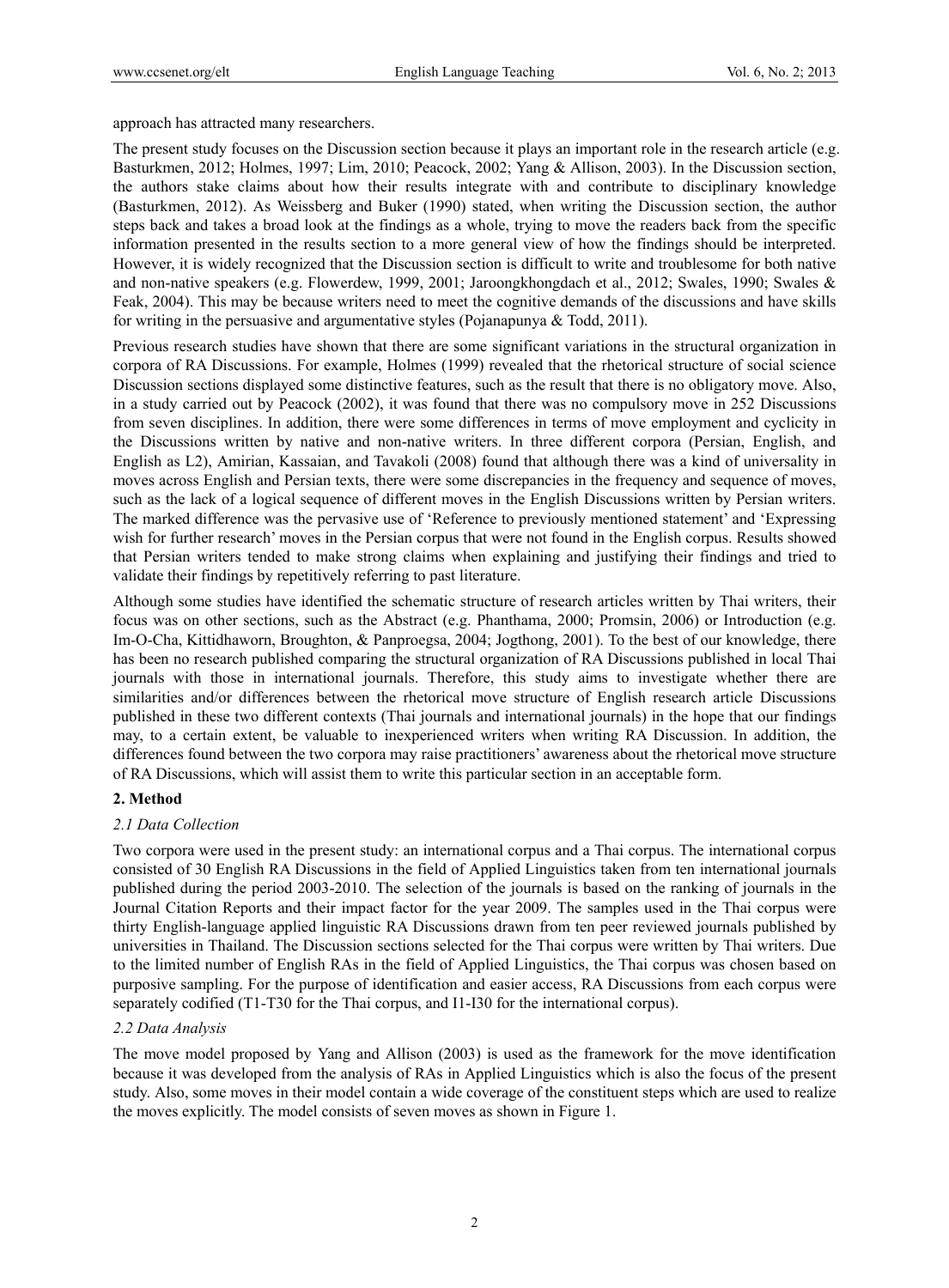approach has attracted many researchers.

The present study focuses on the Discussion section because it plays an important role in the research article (e.g. Basturkmen, 2012; Holmes, 1997; Lim, 2010; Peacock, 2002; Yang & Allison, 2003). In the Discussion section, the authors stake claims about how their results integrate with and contribute to disciplinary knowledge (Basturkmen, 2012). As Weissberg and Buker (1990) stated, when writing the Discussion section, the author steps back and takes a broad look at the findings as a whole, trying to move the readers back from the specific information presented in the results section to a more general view of how the findings should be interpreted. However, it is widely recognized that the Discussion section is difficult to write and troublesome for both native and non-native speakers (e.g. Flowerdew, 1999, 2001; Jaroongkhongdach et al., 2012; Swales, 1990; Swales & Feak, 2004). This may be because writers need to meet the cognitive demands of the discussions and have skills for writing in the persuasive and argumentative styles (Pojanapunya & Todd, 2011).

Previous research studies have shown that there are some significant variations in the structural organization in corpora of RA Discussions. For example, Holmes (1999) revealed that the rhetorical structure of social science Discussion sections displayed some distinctive features, such as the result that there is no obligatory move. Also, in a study carried out by Peacock (2002), it was found that there was no compulsory move in 252 Discussions from seven disciplines. In addition, there were some differences in terms of move employment and cyclicity in the Discussions written by native and non-native writers. In three different corpora (Persian, English, and English as L2), Amirian, Kassaian, and Tavakoli (2008) found that although there was a kind of universality in moves across English and Persian texts, there were some discrepancies in the frequency and sequence of moves, such as the lack of a logical sequence of different moves in the English Discussions written by Persian writers. The marked difference was the pervasive use of 'Reference to previously mentioned statement' and 'Expressing wish for further research' moves in the Persian corpus that were not found in the English corpus. Results showed that Persian writers tended to make strong claims when explaining and justifying their findings and tried to validate their findings by repetitively referring to past literature.

Although some studies have identified the schematic structure of research articles written by Thai writers, their focus was on other sections, such as the Abstract (e.g. Phanthama, 2000; Promsin, 2006) or Introduction (e.g. Im-O-Cha, Kittidhaworn, Broughton, & Panproegsa, 2004; Jogthong, 2001). To the best of our knowledge, there has been no research published comparing the structural organization of RA Discussions published in local Thai journals with those in international journals. Therefore, this study aims to investigate whether there are similarities and/or differences between the rhetorical move structure of English research article Discussions published in these two different contexts (Thai journals and international journals) in the hope that our findings may, to a certain extent, be valuable to inexperienced writers when writing RA Discussion. In addition, the differences found between the two corpora may raise practitioners' awareness about the rhetorical move structure of RA Discussions, which will assist them to write this particular section in an acceptable form.

## 2. Method

### *2.1 Data Collection*

Two corpora were used in the present study: an international corpus and a Thai corpus. The international corpus consisted of 30 English RA Discussions in the field of Applied Linguistics taken from ten international journals published during the period 2003-2010. The selection of the journals is based on the ranking of journals in the Journal Citation Reports and their impact factor for the year 2009. The samples used in the Thai corpus were thirty English-language applied linguistic RA Discussions drawn from ten peer reviewed journals published by universities in Thailand. The Discussion sections selected for the Thai corpus were written by Thai writers. Due to the limited number of English RAs in the field of Applied Linguistics, the Thai corpus was chosen based on purposive sampling. For the purpose of identification and easier access, RA Discussions from each corpus were separately codified (T1-T30 for the Thai corpus, and I1-I30 for the international corpus).

### *2.2 Data Analysis*

The move model proposed by Yang and Allison (2003) is used as the framework for the move identification because it was developed from the analysis of RAs in Applied Linguistics which is also the focus of the present study. Also, some moves in their model contain a wide coverage of the constituent steps which are used to realize the moves explicitly. The model consists of seven moves as shown in Figure 1.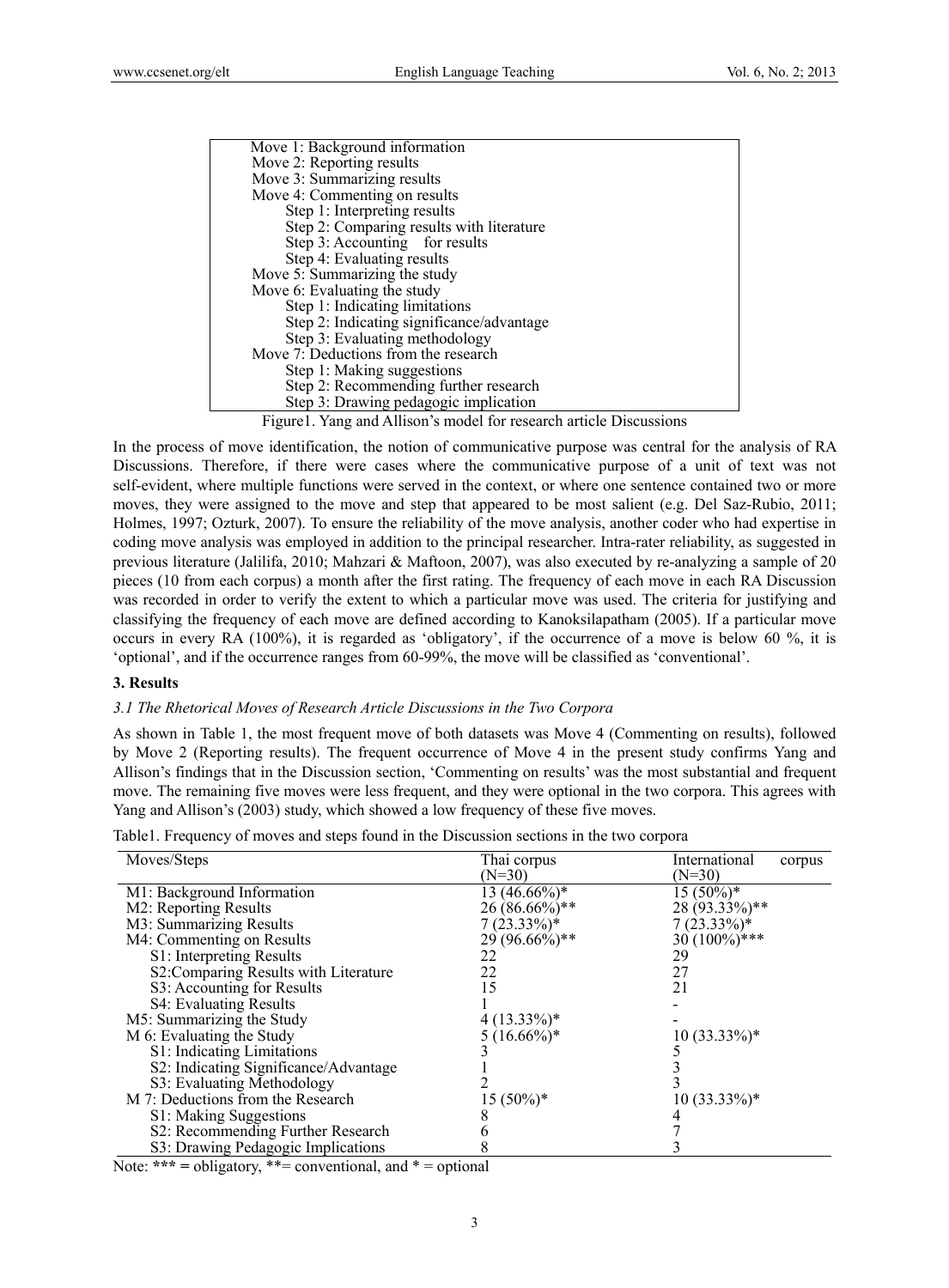Move 1: Background information
Move 2: Reporting results
Move 3: Summarizing results
Move 4: Commenting on results
- Step 1: Interpreting results
- Step 2: Comparing results with literature
- Step 3: Accounting for results
- Step 4: Evaluating results

Move 5: Summarizing the study
Move 6: Evaluating the study
- Step 1: Indicating limitations
- Step 2: Indicating significance/advantage
- Step 3: Evaluating methodology

Move 7: Deductions from the research
- Step 1: Making suggestions
- Step 2: Recommending further research
- Step 3: Drawing pedagogic implication

Figure1. Yang and Allison's model for research article Discussions

In the process of move identification, the notion of communicative purpose was central for the analysis of RA Discussions. Therefore, if there were cases where the communicative purpose of a unit of text was not self-evident, where multiple functions were served in the context, or where one sentence contained two or more moves, they were assigned to the move and step that appeared to be most salient (e.g. Del Saz-Rubio, 2011; Holmes, 1997; Ozturk, 2007). To ensure the reliability of the move analysis, another coder who had expertise in coding move analysis was employed in addition to the principal researcher. Intra-rater reliability, as suggested in previous literature (Jalilifa, 2010; Mahzari & Maftoon, 2007), was also executed by re-analyzing a sample of 20 pieces (10 from each corpus) a month after the first rating. The frequency of each move in each RA Discussion was recorded in order to verify the extent to which a particular move was used. The criteria for justifying and classifying the frequency of each move are defined according to Kanoksilapatham (2005). If a particular move occurs in every RA (100%), it is regarded as 'obligatory', if the occurrence of a move is below 60 %, it is 'optional', and if the occurrence ranges from 60-99%, the move will be classified as 'conventional'.

## 3. Results

### *3.1 The Rhetorical Moves of Research Article Discussions in the Two Corpora*

As shown in Table 1, the most frequent move of both datasets was Move 4 (Commenting on results), followed by Move 2 (Reporting results). The frequent occurrence of Move 4 in the present study confirms Yang and Allison's findings that in the Discussion section, 'Commenting on results' was the most substantial and frequent move. The remaining five moves were less frequent, and they were optional in the two corpora. This agrees with Yang and Allison's (2003) study, which showed a low frequency of these five moves.

Table1. Frequency of moves and steps found in the Discussion sections in the two corpora

| Moves/Steps | Thai corpus (N=30) | International corpus (N=30) |
|---|---|---|
| M1: Background Information | 13 (46.66%)* | 15 (50%)* |
| M2: Reporting Results | 26 (86.66%)** | 28 (93.33%)** |
| M3: Summarizing Results | 7 (23.33%)* | 7 (23.33%)* |
| M4: Commenting on Results | 29 (96.66%)** | 30 (100%)*** |
| S1: Interpreting Results | 22 | 29 |
| S2:Comparing Results with Literature | 22 | 27 |
| S3: Accounting for Results | 15 | 21 |
| S4: Evaluating Results | 1 | - |
| M5: Summarizing the Study | 4 (13.33%)* | - |
| M 6: Evaluating the Study | 5 (16.66%)* | 10 (33.33%)* |
| S1: Indicating Limitations | 3 | 5 |
| S2: Indicating Significance/Advantage | 1 | 3 |
| S3: Evaluating Methodology | 2 | 3 |
| M 7: Deductions from the Research | 15 (50%)* | 10 (33.33%)* |
| S1: Making Suggestions | 8 | 4 |
| S2: Recommending Further Research | 6 | 7 |
| S3: Drawing Pedagogic Implications | 8 | 3 |

Note: *** = obligatory, **= conventional, and * = optional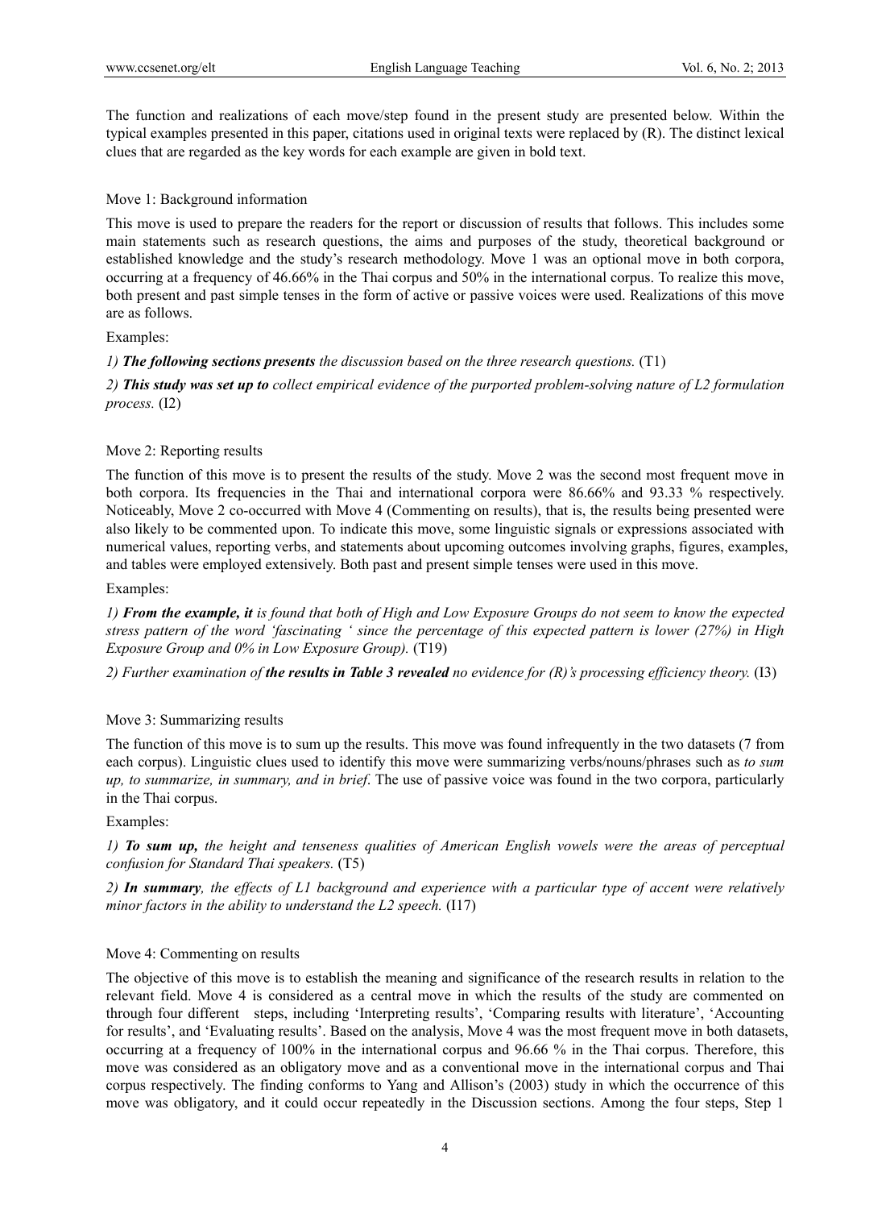The function and realizations of each move/step found in the present study are presented below. Within the typical examples presented in this paper, citations used in original texts were replaced by (R). The distinct lexical clues that are regarded as the key words for each example are given in bold text.

### Move 1: Background information

This move is used to prepare the readers for the report or discussion of results that follows. This includes some main statements such as research questions, the aims and purposes of the study, theoretical background or established knowledge and the study's research methodology. Move 1 was an optional move in both corpora, occurring at a frequency of 46.66% in the Thai corpus and 50% in the international corpus. To realize this move, both present and past simple tenses in the form of active or passive voices were used. Realizations of this move are as follows.

Examples:

*1) **The following sections presents** the discussion based on the three research questions.* (T1)

*2) **This study was set up to** collect empirical evidence of the purported problem-solving nature of L2 formulation process.* (I2)

### Move 2: Reporting results

The function of this move is to present the results of the study. Move 2 was the second most frequent move in both corpora. Its frequencies in the Thai and international corpora were 86.66% and 93.33 % respectively. Noticeably, Move 2 co-occurred with Move 4 (Commenting on results), that is, the results being presented were also likely to be commented upon. To indicate this move, some linguistic signals or expressions associated with numerical values, reporting verbs, and statements about upcoming outcomes involving graphs, figures, examples, and tables were employed extensively. Both past and present simple tenses were used in this move.

Examples:

*1) **From the example, it** is found that both of High and Low Exposure Groups do not seem to know the expected stress pattern of the word 'fascinating ' since the percentage of this expected pattern is lower (27%) in High Exposure Group and 0% in Low Exposure Group).* (T19)

*2) Further examination of **the results in Table 3 revealed** no evidence for (R)'s processing efficiency theory.* (I3)

### Move 3: Summarizing results

The function of this move is to sum up the results. This move was found infrequently in the two datasets (7 from each corpus). Linguistic clues used to identify this move were summarizing verbs/nouns/phrases such as *to sum up, to summarize, in summary, and in brief*. The use of passive voice was found in the two corpora, particularly in the Thai corpus.

Examples:

*1) **To sum up,** the height and tenseness qualities of American English vowels were the areas of perceptual confusion for Standard Thai speakers.* (T5)

*2) **In summary**, the effects of L1 background and experience with a particular type of accent were relatively minor factors in the ability to understand the L2 speech.* (I17)

### Move 4: Commenting on results

The objective of this move is to establish the meaning and significance of the research results in relation to the relevant field. Move 4 is considered as a central move in which the results of the study are commented on through four different steps, including 'Interpreting results', 'Comparing results with literature', 'Accounting for results', and 'Evaluating results'. Based on the analysis, Move 4 was the most frequent move in both datasets, occurring at a frequency of 100% in the international corpus and 96.66 % in the Thai corpus. Therefore, this move was considered as an obligatory move and as a conventional move in the international corpus and Thai corpus respectively. The finding conforms to Yang and Allison's (2003) study in which the occurrence of this move was obligatory, and it could occur repeatedly in the Discussion sections. Among the four steps, Step 1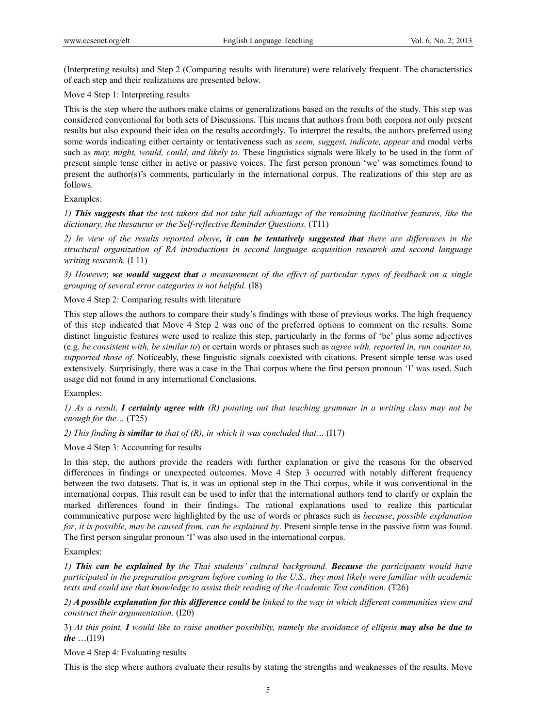(Interpreting results) and Step 2 (Comparing results with literature) were relatively frequent. The characteristics of each step and their realizations are presented below.

Move 4 Step 1: Interpreting results

This is the step where the authors make claims or generalizations based on the results of the study. This step was considered conventional for both sets of Discussions. This means that authors from both corpora not only present results but also expound their idea on the results accordingly. To interpret the results, the authors preferred using some words indicating either certainty or tentativeness such as *seem, suggest, indicate, appear* and modal verbs such as *may, might, would, could, and likely to.* These linguistics signals were likely to be used in the form of present simple tense either in active or passive voices. The first person pronoun 'we' was sometimes found to present the author(s)'s comments, particularly in the international corpus. The realizations of this step are as follows.

Examples:

*1)* ***This suggests that*** *the test takers did not take full advantage of the remaining facilitative features, like the dictionary, the thesaurus or the Self-reflective Reminder Questions.* (T11)

*2) In view of the results reported above****, it can be tentatively suggested that*** *there are differences in the structural organization of RA introductions in second language acquisition research and second language writing research.* (I 11)

*3) However,* ***we would suggest that*** *a measurement of the effect of particular types of feedback on a single grouping of several error categories is not helpful.* (I8)

Move 4 Step 2: Comparing results with literature

This step allows the authors to compare their study's findings with those of previous works. The high frequency of this step indicated that Move 4 Step 2 was one of the preferred options to comment on the results. Some distinct linguistic features were used to realize this step, particularly in the forms of 'be' plus some adjectives (e.g. *be consistent with, be similar to*) or certain words or phrases such as *agree with, reported in, run counter to, supported those of*. Noticeably, these linguistic signals coexisted with citations. Present simple tense was used extensively. Surprisingly, there was a case in the Thai corpus where the first person pronoun 'I' was used. Such usage did not found in any international Conclusions.

Examples:

*1) As a result,* ***I certainly agree with*** *(R) pointing out that teaching grammar in a writing class may not be enough for the…* (T25)

*2) This finding* ***is similar to*** *that of (R), in which it was concluded that…* (I17)

Move 4 Step 3: Accounting for results

In this step, the authors provide the readers with further explanation or give the reasons for the observed differences in findings or unexpected outcomes. Move 4 Step 3 occurred with notably different frequency between the two datasets. That is, it was an optional step in the Thai corpus, while it was conventional in the international corpus. This result can be used to infer that the international authors tend to clarify or explain the marked differences found in their findings. The rational explanations used to realize this particular communicative purpose were highlighted by the use of words or phrases such as *because*, *possible explanation for*, *it is possible, may be caused from, can be explained by*. Present simple tense in the passive form was found. The first person singular pronoun 'I' was also used in the international corpus.

Examples:

*1)* ***This can be explained by*** *the Thai students' cultural background.* ***Because*** *the participants would have participated in the preparation program before coming to the U.S., they most likely were familiar with academic texts and could use that knowledge to assist their reading of the Academic Text condition.* (T26)

*2)* ***A possible explanation for this difference could be*** *linked to the way in which different communities view and construct their argumentation.* (I20)

3) *At this point,* ***I*** *would like to raise another possibility, namely the avoidance of ellipsis* ***may also be due to the*** *…*(I19)

Move 4 Step 4: Evaluating results

This is the step where authors evaluate their results by stating the strengths and weaknesses of the results. Move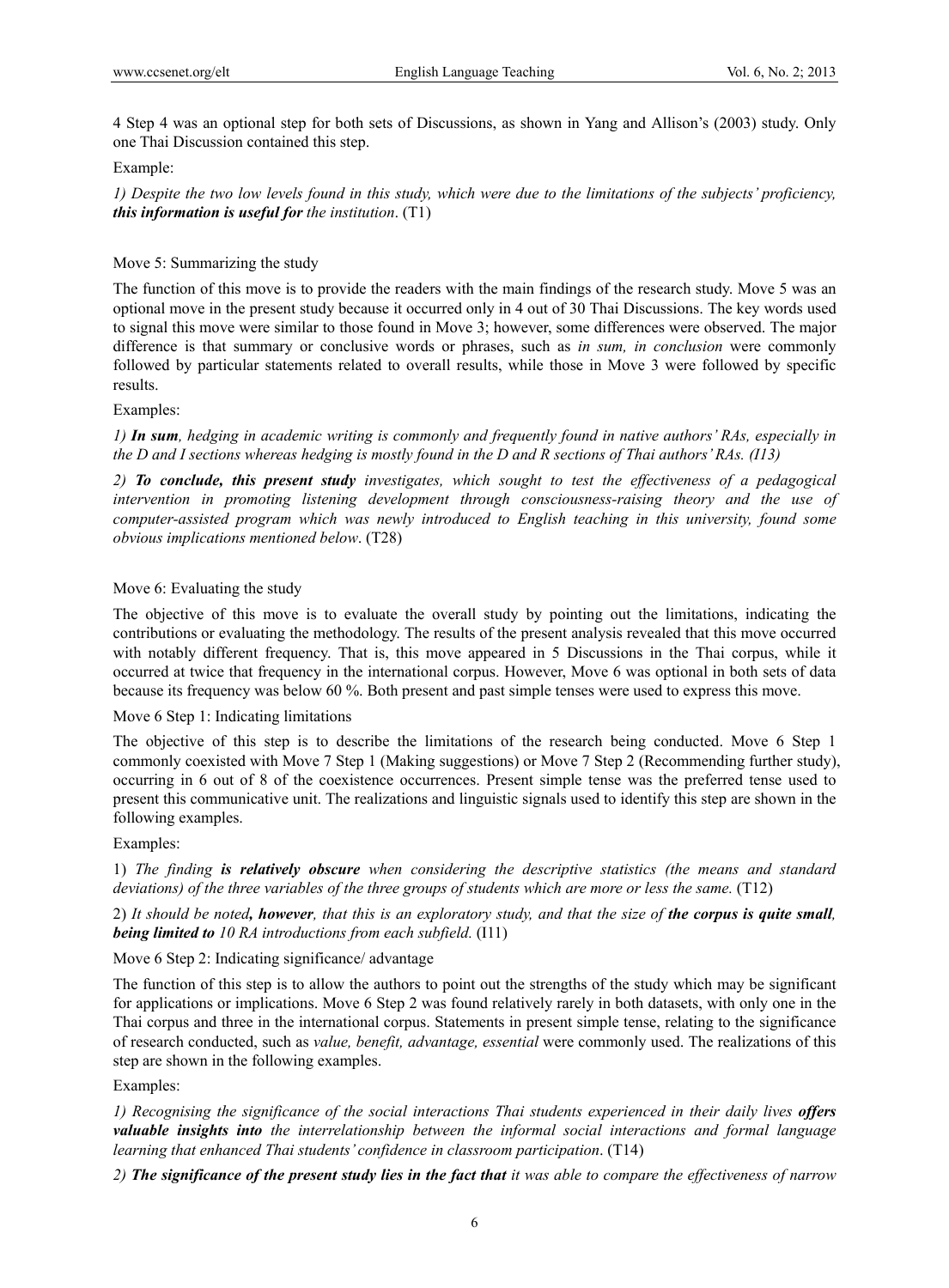4 Step 4 was an optional step for both sets of Discussions, as shown in Yang and Allison's (2003) study. Only one Thai Discussion contained this step.

Example:

*1) Despite the two low levels found in this study, which were due to the limitations of the subjects' proficiency, **this information is useful for** the institution*. (T1)

Move 5: Summarizing the study

The function of this move is to provide the readers with the main findings of the research study. Move 5 was an optional move in the present study because it occurred only in 4 out of 30 Thai Discussions. The key words used to signal this move were similar to those found in Move 3; however, some differences were observed. The major difference is that summary or conclusive words or phrases, such as *in sum, in conclusion* were commonly followed by particular statements related to overall results, while those in Move 3 were followed by specific results.

Examples:

*1) **In sum**, hedging in academic writing is commonly and frequently found in native authors' RAs, especially in the D and I sections whereas hedging is mostly found in the D and R sections of Thai authors' RAs. (I13)*

*2) **To conclude, this present study** investigates, which sought to test the effectiveness of a pedagogical intervention in promoting listening development through consciousness-raising theory and the use of computer-assisted program which was newly introduced to English teaching in this university, found some obvious implications mentioned below*. (T28)

Move 6: Evaluating the study

The objective of this move is to evaluate the overall study by pointing out the limitations, indicating the contributions or evaluating the methodology. The results of the present analysis revealed that this move occurred with notably different frequency. That is, this move appeared in 5 Discussions in the Thai corpus, while it occurred at twice that frequency in the international corpus. However, Move 6 was optional in both sets of data because its frequency was below 60 %. Both present and past simple tenses were used to express this move.

Move 6 Step 1: Indicating limitations

The objective of this step is to describe the limitations of the research being conducted. Move 6 Step 1 commonly coexisted with Move 7 Step 1 (Making suggestions) or Move 7 Step 2 (Recommending further study), occurring in 6 out of 8 of the coexistence occurrences. Present simple tense was the preferred tense used to present this communicative unit. The realizations and linguistic signals used to identify this step are shown in the following examples.

Examples:

1) *The finding **is relatively obscure** when considering the descriptive statistics (the means and standard deviations) of the three variables of the three groups of students which are more or less the same.* (T12)

2) *It should be noted**, however**, that this is an exploratory study, and that the size of **the corpus is quite small**, **being limited to** 10 RA introductions from each subfield.* (I11)

Move 6 Step 2: Indicating significance/ advantage

The function of this step is to allow the authors to point out the strengths of the study which may be significant for applications or implications. Move 6 Step 2 was found relatively rarely in both datasets, with only one in the Thai corpus and three in the international corpus. Statements in present simple tense, relating to the significance of research conducted, such as *value, benefit, advantage, essential* were commonly used. The realizations of this step are shown in the following examples.

Examples:

*1) Recognising the significance of the social interactions Thai students experienced in their daily lives **offers valuable insights into** the interrelationship between the informal social interactions and formal language learning that enhanced Thai students' confidence in classroom participation*. (T14)

*2) **The significance of the present study lies in the fact that** it was able to compare the effectiveness of narrow*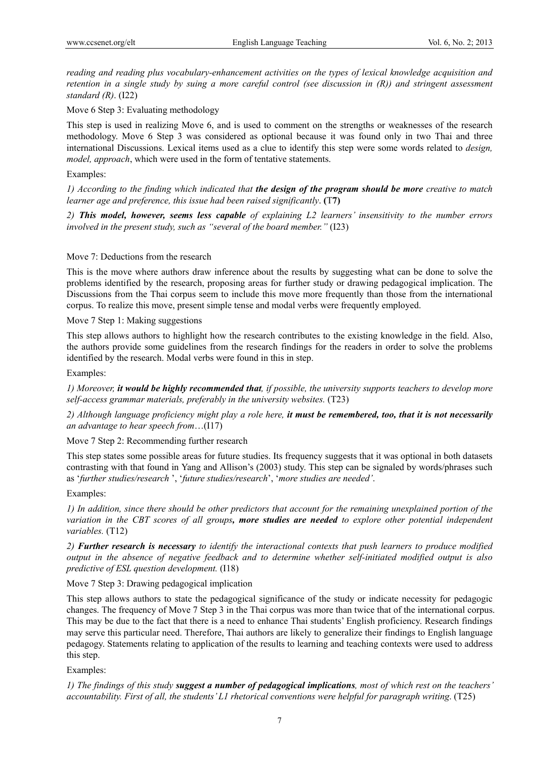*reading and reading plus vocabulary-enhancement activities on the types of lexical knowledge acquisition and retention in a single study by suing a more careful control (see discussion in (R)) and stringent assessment standard (R)*. (I22)

Move 6 Step 3: Evaluating methodology

This step is used in realizing Move 6, and is used to comment on the strengths or weaknesses of the research methodology. Move 6 Step 3 was considered as optional because it was found only in two Thai and three international Discussions. Lexical items used as a clue to identify this step were some words related to *design, model, approach*, which were used in the form of tentative statements.

Examples:

*1) According to the finding which indicated that **the design of the program should be more** creative to match learner age and preference, this issue had been raised significantly*. **(T7)**

*2) **This model, however, seems less capable** of explaining L2 learners' insensitivity to the number errors involved in the present study, such as "several of the board member."* (I23)

Move 7: Deductions from the research

This is the move where authors draw inference about the results by suggesting what can be done to solve the problems identified by the research, proposing areas for further study or drawing pedagogical implication. The Discussions from the Thai corpus seem to include this move more frequently than those from the international corpus. To realize this move, present simple tense and modal verbs were frequently employed.

Move 7 Step 1: Making suggestions

This step allows authors to highlight how the research contributes to the existing knowledge in the field. Also, the authors provide some guidelines from the research findings for the readers in order to solve the problems identified by the research. Modal verbs were found in this in step.

Examples:

*1) Moreover, **it would be highly recommended that**, if possible, the university supports teachers to develop more self-access grammar materials, preferably in the university websites.* (T23)

*2) Although language proficiency might play a role here, **it must be remembered, too, that it is not necessarily** an advantage to hear speech from*…(I17)

Move 7 Step 2: Recommending further research

This step states some possible areas for future studies. Its frequency suggests that it was optional in both datasets contrasting with that found in Yang and Allison's (2003) study. This step can be signaled by words/phrases such as '*further studies/research* ', '*future studies/research*', '*more studies are needed'*.

Examples:

*1) In addition, since there should be other predictors that account for the remaining unexplained portion of the variation in the CBT scores of all groups**, more studies are needed** to explore other potential independent variables.* (T12)

*2) **Further research is necessary** to identify the interactional contexts that push learners to produce modified output in the absence of negative feedback and to determine whether self-initiated modified output is also predictive of ESL question development.* (I18)

Move 7 Step 3: Drawing pedagogical implication

This step allows authors to state the pedagogical significance of the study or indicate necessity for pedagogic changes. The frequency of Move 7 Step 3 in the Thai corpus was more than twice that of the international corpus. This may be due to the fact that there is a need to enhance Thai students' English proficiency. Research findings may serve this particular need. Therefore, Thai authors are likely to generalize their findings to English language pedagogy. Statements relating to application of the results to learning and teaching contexts were used to address this step.

Examples:

*1) The findings of this study **suggest a number of pedagogical implications**, most of which rest on the teachers' accountability. First of all, the students' L1 rhetorical conventions were helpful for paragraph writing*. (T25)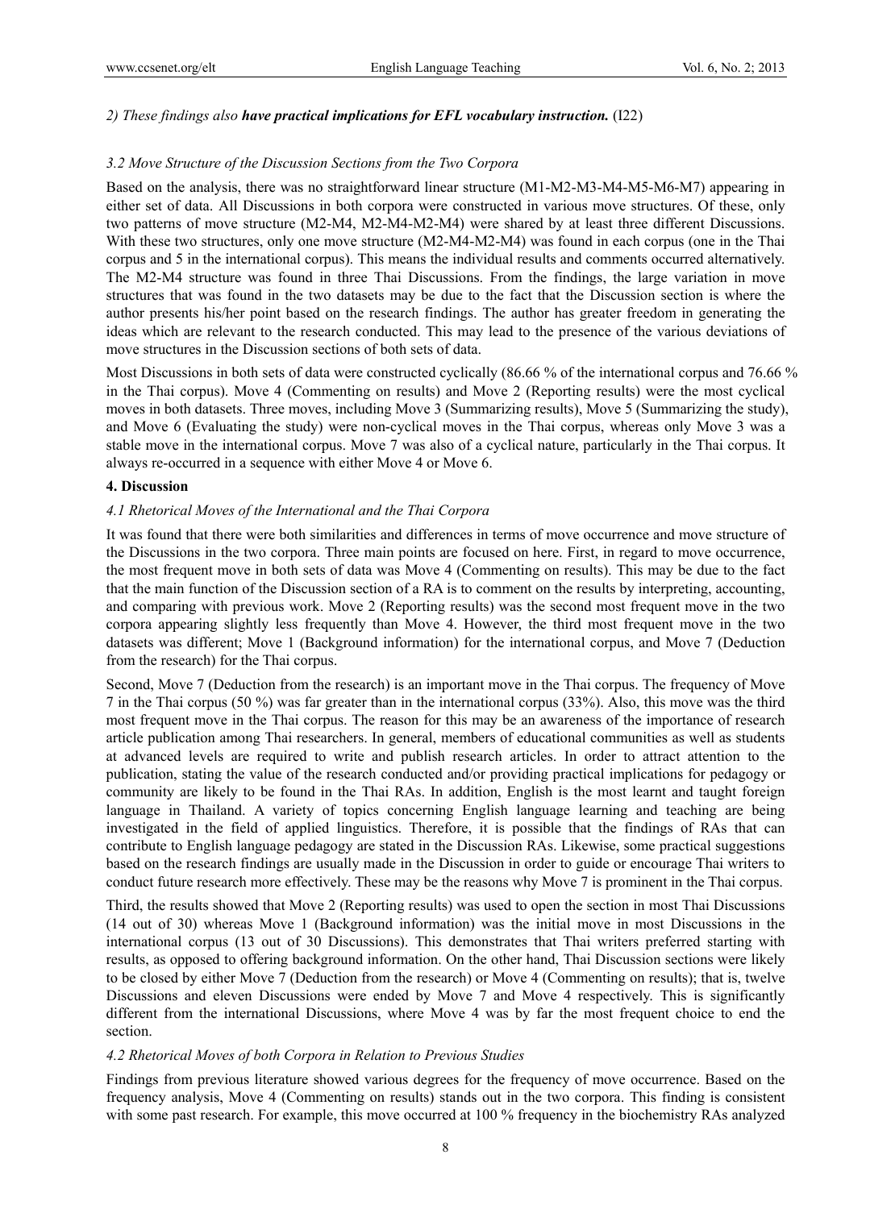*2) These findings also **have practical implications for EFL vocabulary instruction.*** (I22)

### *3.2 Move Structure of the Discussion Sections from the Two Corpora*

Based on the analysis, there was no straightforward linear structure (M1-M2-M3-M4-M5-M6-M7) appearing in either set of data. All Discussions in both corpora were constructed in various move structures. Of these, only two patterns of move structure (M2-M4, M2-M4-M2-M4) were shared by at least three different Discussions. With these two structures, only one move structure (M2-M4-M2-M4) was found in each corpus (one in the Thai corpus and 5 in the international corpus). This means the individual results and comments occurred alternatively. The M2-M4 structure was found in three Thai Discussions. From the findings, the large variation in move structures that was found in the two datasets may be due to the fact that the Discussion section is where the author presents his/her point based on the research findings. The author has greater freedom in generating the ideas which are relevant to the research conducted. This may lead to the presence of the various deviations of move structures in the Discussion sections of both sets of data.

Most Discussions in both sets of data were constructed cyclically (86.66 % of the international corpus and 76.66 % in the Thai corpus). Move 4 (Commenting on results) and Move 2 (Reporting results) were the most cyclical moves in both datasets. Three moves, including Move 3 (Summarizing results), Move 5 (Summarizing the study), and Move 6 (Evaluating the study) were non-cyclical moves in the Thai corpus, whereas only Move 3 was a stable move in the international corpus. Move 7 was also of a cyclical nature, particularly in the Thai corpus. It always re-occurred in a sequence with either Move 4 or Move 6.

## 4. Discussion

### *4.1 Rhetorical Moves of the International and the Thai Corpora*

It was found that there were both similarities and differences in terms of move occurrence and move structure of the Discussions in the two corpora. Three main points are focused on here. First, in regard to move occurrence, the most frequent move in both sets of data was Move 4 (Commenting on results). This may be due to the fact that the main function of the Discussion section of a RA is to comment on the results by interpreting, accounting, and comparing with previous work. Move 2 (Reporting results) was the second most frequent move in the two corpora appearing slightly less frequently than Move 4. However, the third most frequent move in the two datasets was different; Move 1 (Background information) for the international corpus, and Move 7 (Deduction from the research) for the Thai corpus.

Second, Move 7 (Deduction from the research) is an important move in the Thai corpus. The frequency of Move 7 in the Thai corpus (50 %) was far greater than in the international corpus (33%). Also, this move was the third most frequent move in the Thai corpus. The reason for this may be an awareness of the importance of research article publication among Thai researchers. In general, members of educational communities as well as students at advanced levels are required to write and publish research articles. In order to attract attention to the publication, stating the value of the research conducted and/or providing practical implications for pedagogy or community are likely to be found in the Thai RAs. In addition, English is the most learnt and taught foreign language in Thailand. A variety of topics concerning English language learning and teaching are being investigated in the field of applied linguistics. Therefore, it is possible that the findings of RAs that can contribute to English language pedagogy are stated in the Discussion RAs. Likewise, some practical suggestions based on the research findings are usually made in the Discussion in order to guide or encourage Thai writers to conduct future research more effectively. These may be the reasons why Move 7 is prominent in the Thai corpus.

Third, the results showed that Move 2 (Reporting results) was used to open the section in most Thai Discussions (14 out of 30) whereas Move 1 (Background information) was the initial move in most Discussions in the international corpus (13 out of 30 Discussions). This demonstrates that Thai writers preferred starting with results, as opposed to offering background information. On the other hand, Thai Discussion sections were likely to be closed by either Move 7 (Deduction from the research) or Move 4 (Commenting on results); that is, twelve Discussions and eleven Discussions were ended by Move 7 and Move 4 respectively. This is significantly different from the international Discussions, where Move 4 was by far the most frequent choice to end the section.

### *4.2 Rhetorical Moves of both Corpora in Relation to Previous Studies*

Findings from previous literature showed various degrees for the frequency of move occurrence. Based on the frequency analysis, Move 4 (Commenting on results) stands out in the two corpora. This finding is consistent with some past research. For example, this move occurred at 100 % frequency in the biochemistry RAs analyzed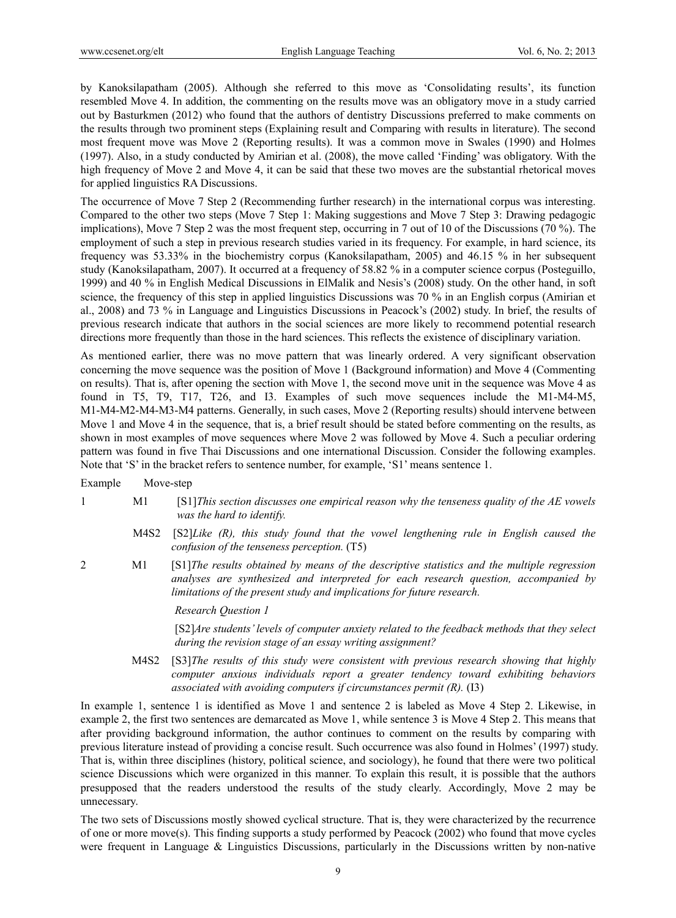by Kanoksilapatham (2005). Although she referred to this move as 'Consolidating results', its function resembled Move 4. In addition, the commenting on the results move was an obligatory move in a study carried out by Basturkmen (2012) who found that the authors of dentistry Discussions preferred to make comments on the results through two prominent steps (Explaining result and Comparing with results in literature). The second most frequent move was Move 2 (Reporting results). It was a common move in Swales (1990) and Holmes (1997). Also, in a study conducted by Amirian et al. (2008), the move called 'Finding' was obligatory. With the high frequency of Move 2 and Move 4, it can be said that these two moves are the substantial rhetorical moves for applied linguistics RA Discussions.

The occurrence of Move 7 Step 2 (Recommending further research) in the international corpus was interesting. Compared to the other two steps (Move 7 Step 1: Making suggestions and Move 7 Step 3: Drawing pedagogic implications), Move 7 Step 2 was the most frequent step, occurring in 7 out of 10 of the Discussions (70 %). The employment of such a step in previous research studies varied in its frequency. For example, in hard science, its frequency was 53.33% in the biochemistry corpus (Kanoksilapatham, 2005) and 46.15 % in her subsequent study (Kanoksilapatham, 2007). It occurred at a frequency of 58.82 % in a computer science corpus (Posteguillo, 1999) and 40 % in English Medical Discussions in ElMalik and Nesis's (2008) study. On the other hand, in soft science, the frequency of this step in applied linguistics Discussions was 70 % in an English corpus (Amirian et al., 2008) and 73 % in Language and Linguistics Discussions in Peacock's (2002) study. In brief, the results of previous research indicate that authors in the social sciences are more likely to recommend potential research directions more frequently than those in the hard sciences. This reflects the existence of disciplinary variation.

As mentioned earlier, there was no move pattern that was linearly ordered. A very significant observation concerning the move sequence was the position of Move 1 (Background information) and Move 4 (Commenting on results). That is, after opening the section with Move 1, the second move unit in the sequence was Move 4 as found in T5, T9, T17, T26, and I3. Examples of such move sequences include the M1-M4-M5, M1-M4-M2-M4-M3-M4 patterns. Generally, in such cases, Move 2 (Reporting results) should intervene between Move 1 and Move 4 in the sequence, that is, a brief result should be stated before commenting on the results, as shown in most examples of move sequences where Move 2 was followed by Move 4. Such a peculiar ordering pattern was found in five Thai Discussions and one international Discussion. Consider the following examples. Note that 'S' in the bracket refers to sentence number, for example, 'S1' means sentence 1.

| Example | Move-step | |
|---|---|---|
| 1 | M1 | [S1]*This section discusses one empirical reason why the tenseness quality of the AE vowels was the hard to identify.* |
| | M4S2 | [S2]*Like (R), this study found that the vowel lengthening rule in English caused the confusion of the tenseness perception.* (T5) |
| 2 | M1 | [S1]*The results obtained by means of the descriptive statistics and the multiple regression analyses are synthesized and interpreted for each research question, accompanied by limitations of the present study and implications for future research.* *Research Question 1* [S2]*Are students' levels of computer anxiety related to the feedback methods that they select during the revision stage of an essay writing assignment?* |
| | M4S2 | [S3]*The results of this study were consistent with previous research showing that highly computer anxious individuals report a greater tendency toward exhibiting behaviors associated with avoiding computers if circumstances permit (R).* (I3) |

In example 1, sentence 1 is identified as Move 1 and sentence 2 is labeled as Move 4 Step 2. Likewise, in example 2, the first two sentences are demarcated as Move 1, while sentence 3 is Move 4 Step 2. This means that after providing background information, the author continues to comment on the results by comparing with previous literature instead of providing a concise result. Such occurrence was also found in Holmes' (1997) study. That is, within three disciplines (history, political science, and sociology), he found that there were two political science Discussions which were organized in this manner. To explain this result, it is possible that the authors presupposed that the readers understood the results of the study clearly. Accordingly, Move 2 may be unnecessary.

The two sets of Discussions mostly showed cyclical structure. That is, they were characterized by the recurrence of one or more move(s). This finding supports a study performed by Peacock (2002) who found that move cycles were frequent in Language & Linguistics Discussions, particularly in the Discussions written by non-native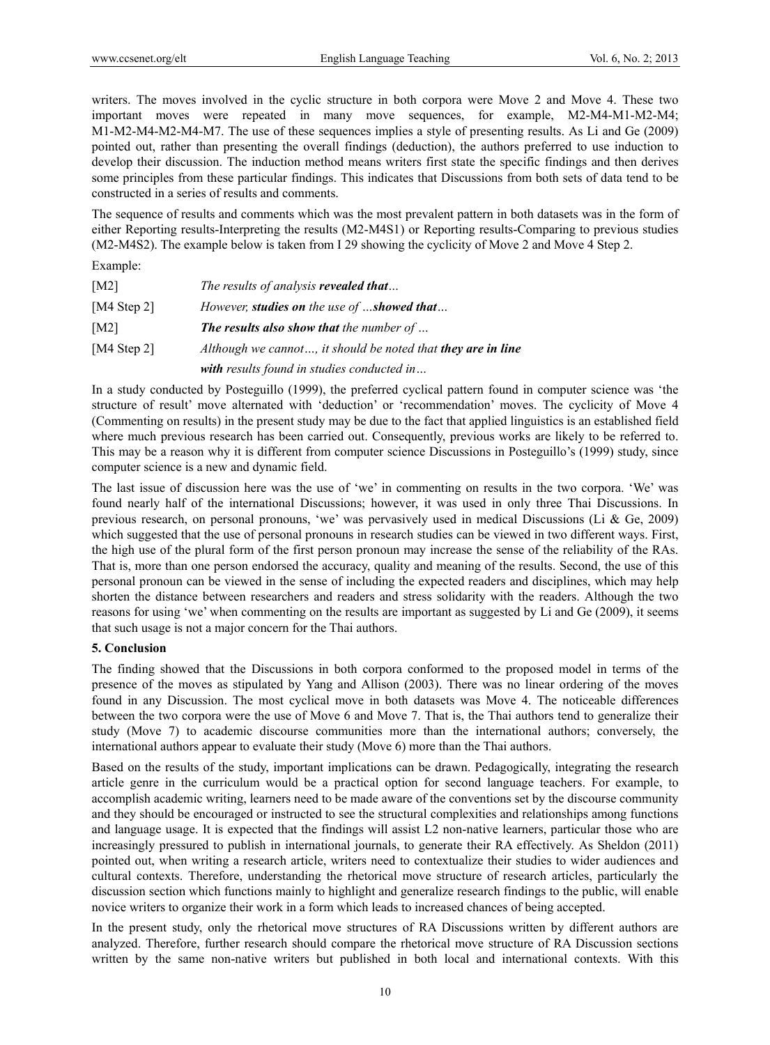writers. The moves involved in the cyclic structure in both corpora were Move 2 and Move 4. These two important moves were repeated in many move sequences, for example, M2-M4-M1-M2-M4; M1-M2-M4-M2-M4-M7. The use of these sequences implies a style of presenting results. As Li and Ge (2009) pointed out, rather than presenting the overall findings (deduction), the authors preferred to use induction to develop their discussion. The induction method means writers first state the specific findings and then derives some principles from these particular findings. This indicates that Discussions from both sets of data tend to be constructed in a series of results and comments.

The sequence of results and comments which was the most prevalent pattern in both datasets was in the form of either Reporting results-Interpreting the results (M2-M4S1) or Reporting results-Comparing to previous studies (M2-M4S2). The example below is taken from I 29 showing the cyclicity of Move 2 and Move 4 Step 2.

Example:

| | |
|---|---|
| [M2] | *The results of analysis* ***revealed that****…* |
| [M4 Step 2] | *However,* ***studies on*** *the use of …****showed that****…* |
| [M2] | ***The results also show that*** *the number of …* |
| [M4 Step 2] | *Although we cannot…, it should be noted that* ***they are in line with*** *results found in studies conducted in…* |

In a study conducted by Posteguillo (1999), the preferred cyclical pattern found in computer science was 'the structure of result' move alternated with 'deduction' or 'recommendation' moves. The cyclicity of Move 4 (Commenting on results) in the present study may be due to the fact that applied linguistics is an established field where much previous research has been carried out. Consequently, previous works are likely to be referred to. This may be a reason why it is different from computer science Discussions in Posteguillo's (1999) study, since computer science is a new and dynamic field.

The last issue of discussion here was the use of 'we' in commenting on results in the two corpora. 'We' was found nearly half of the international Discussions; however, it was used in only three Thai Discussions. In previous research, on personal pronouns, 'we' was pervasively used in medical Discussions (Li & Ge, 2009) which suggested that the use of personal pronouns in research studies can be viewed in two different ways. First, the high use of the plural form of the first person pronoun may increase the sense of the reliability of the RAs. That is, more than one person endorsed the accuracy, quality and meaning of the results. Second, the use of this personal pronoun can be viewed in the sense of including the expected readers and disciplines, which may help shorten the distance between researchers and readers and stress solidarity with the readers. Although the two reasons for using 'we' when commenting on the results are important as suggested by Li and Ge (2009), it seems that such usage is not a major concern for the Thai authors.

## 5. Conclusion

The finding showed that the Discussions in both corpora conformed to the proposed model in terms of the presence of the moves as stipulated by Yang and Allison (2003). There was no linear ordering of the moves found in any Discussion. The most cyclical move in both datasets was Move 4. The noticeable differences between the two corpora were the use of Move 6 and Move 7. That is, the Thai authors tend to generalize their study (Move 7) to academic discourse communities more than the international authors; conversely, the international authors appear to evaluate their study (Move 6) more than the Thai authors.

Based on the results of the study, important implications can be drawn. Pedagogically, integrating the research article genre in the curriculum would be a practical option for second language teachers. For example, to accomplish academic writing, learners need to be made aware of the conventions set by the discourse community and they should be encouraged or instructed to see the structural complexities and relationships among functions and language usage. It is expected that the findings will assist L2 non-native learners, particular those who are increasingly pressured to publish in international journals, to generate their RA effectively. As Sheldon (2011) pointed out, when writing a research article, writers need to contextualize their studies to wider audiences and cultural contexts. Therefore, understanding the rhetorical move structure of research articles, particularly the discussion section which functions mainly to highlight and generalize research findings to the public, will enable novice writers to organize their work in a form which leads to increased chances of being accepted.

In the present study, only the rhetorical move structures of RA Discussions written by different authors are analyzed. Therefore, further research should compare the rhetorical move structure of RA Discussion sections written by the same non-native writers but published in both local and international contexts. With this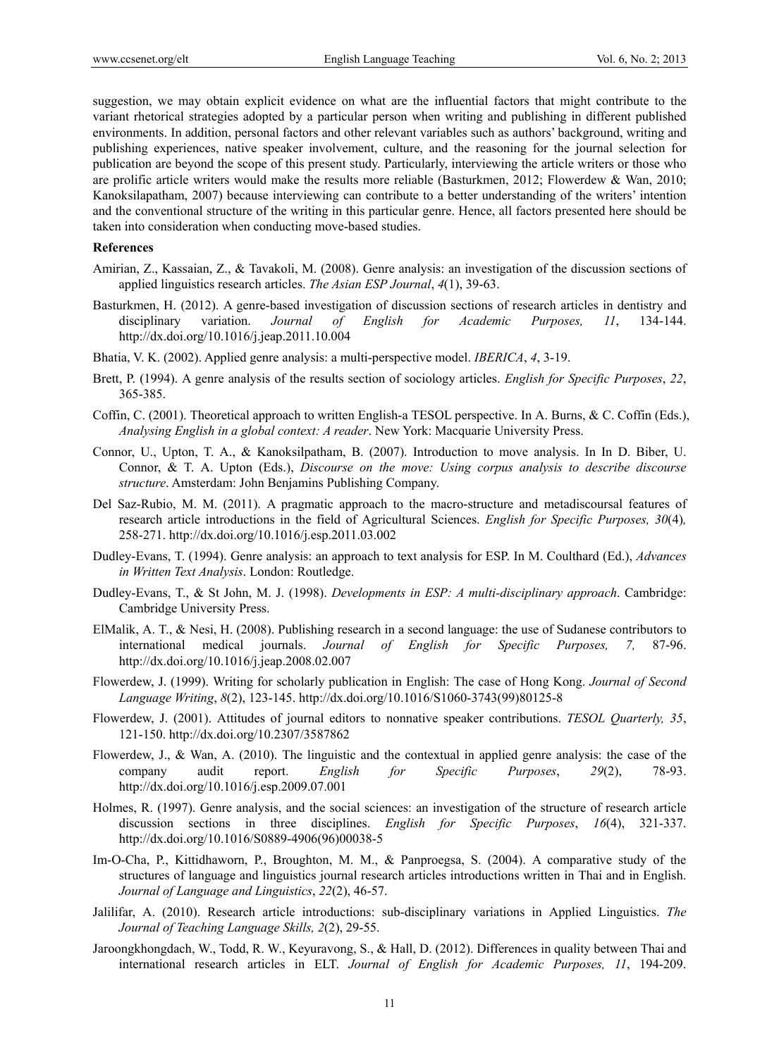suggestion, we may obtain explicit evidence on what are the influential factors that might contribute to the variant rhetorical strategies adopted by a particular person when writing and publishing in different published environments. In addition, personal factors and other relevant variables such as authors' background, writing and publishing experiences, native speaker involvement, culture, and the reasoning for the journal selection for publication are beyond the scope of this present study. Particularly, interviewing the article writers or those who are prolific article writers would make the results more reliable (Basturkmen, 2012; Flowerdew & Wan, 2010; Kanoksilapatham, 2007) because interviewing can contribute to a better understanding of the writers' intention and the conventional structure of the writing in this particular genre. Hence, all factors presented here should be taken into consideration when conducting move-based studies.

**References**

Amirian, Z., Kassaian, Z., & Tavakoli, M. (2008). Genre analysis: an investigation of the discussion sections of applied linguistics research articles. *The Asian ESP Journal*, *4*(1), 39-63.

Basturkmen, H. (2012). A genre-based investigation of discussion sections of research articles in dentistry and disciplinary variation. *Journal of English for Academic Purposes, 11*, 134-144. http://dx.doi.org/10.1016/j.jeap.2011.10.004

Bhatia, V. K. (2002). Applied genre analysis: a multi-perspective model. *IBERICA*, *4*, 3-19.

Brett, P. (1994). A genre analysis of the results section of sociology articles. *English for Specific Purposes*, *22*, 365-385.

Coffin, C. (2001). Theoretical approach to written English-a TESOL perspective. In A. Burns, & C. Coffin (Eds.), *Analysing English in a global context: A reader*. New York: Macquarie University Press.

Connor, U., Upton, T. A., & Kanoksilpatham, B. (2007). Introduction to move analysis. In In D. Biber, U. Connor, & T. A. Upton (Eds.), *Discourse on the move: Using corpus analysis to describe discourse structure*. Amsterdam: John Benjamins Publishing Company.

Del Saz-Rubio, M. M. (2011). A pragmatic approach to the macro-structure and metadiscoursal features of research article introductions in the field of Agricultural Sciences. *English for Specific Purposes, 30*(4)*,* 258-271. http://dx.doi.org/10.1016/j.esp.2011.03.002

Dudley-Evans, T. (1994). Genre analysis: an approach to text analysis for ESP. In M. Coulthard (Ed.), *Advances in Written Text Analysis*. London: Routledge.

Dudley-Evans, T., & St John, M. J. (1998). *Developments in ESP: A multi-disciplinary approach*. Cambridge: Cambridge University Press.

ElMalik, A. T., & Nesi, H. (2008). Publishing research in a second language: the use of Sudanese contributors to international medical journals. *Journal of English for Specific Purposes, 7,* 87-96. http://dx.doi.org/10.1016/j.jeap.2008.02.007

Flowerdew, J. (1999). Writing for scholarly publication in English: The case of Hong Kong. *Journal of Second Language Writing*, *8*(2), 123-145. http://dx.doi.org/10.1016/S1060-3743(99)80125-8

Flowerdew, J. (2001). Attitudes of journal editors to nonnative speaker contributions. *TESOL Quarterly, 35*, 121-150. http://dx.doi.org/10.2307/3587862

Flowerdew, J., & Wan, A. (2010). The linguistic and the contextual in applied genre analysis: the case of the company audit report. *English for Specific Purposes*, *29*(2), 78-93. http://dx.doi.org/10.1016/j.esp.2009.07.001

Holmes, R. (1997). Genre analysis, and the social sciences: an investigation of the structure of research article discussion sections in three disciplines. *English for Specific Purposes*, *16*(4), 321-337. http://dx.doi.org/10.1016/S0889-4906(96)00038-5

Im-O-Cha, P., Kittidhaworn, P., Broughton, M. M., & Panproegsa, S. (2004). A comparative study of the structures of language and linguistics journal research articles introductions written in Thai and in English. *Journal of Language and Linguistics*, *22*(2), 46-57.

Jalilifar, A. (2010). Research article introductions: sub-disciplinary variations in Applied Linguistics. *The Journal of Teaching Language Skills, 2*(2), 29-55.

Jaroongkhongdach, W., Todd, R. W., Keyuravong, S., & Hall, D. (2012). Differences in quality between Thai and international research articles in ELT. *Journal of English for Academic Purposes, 11*, 194-209.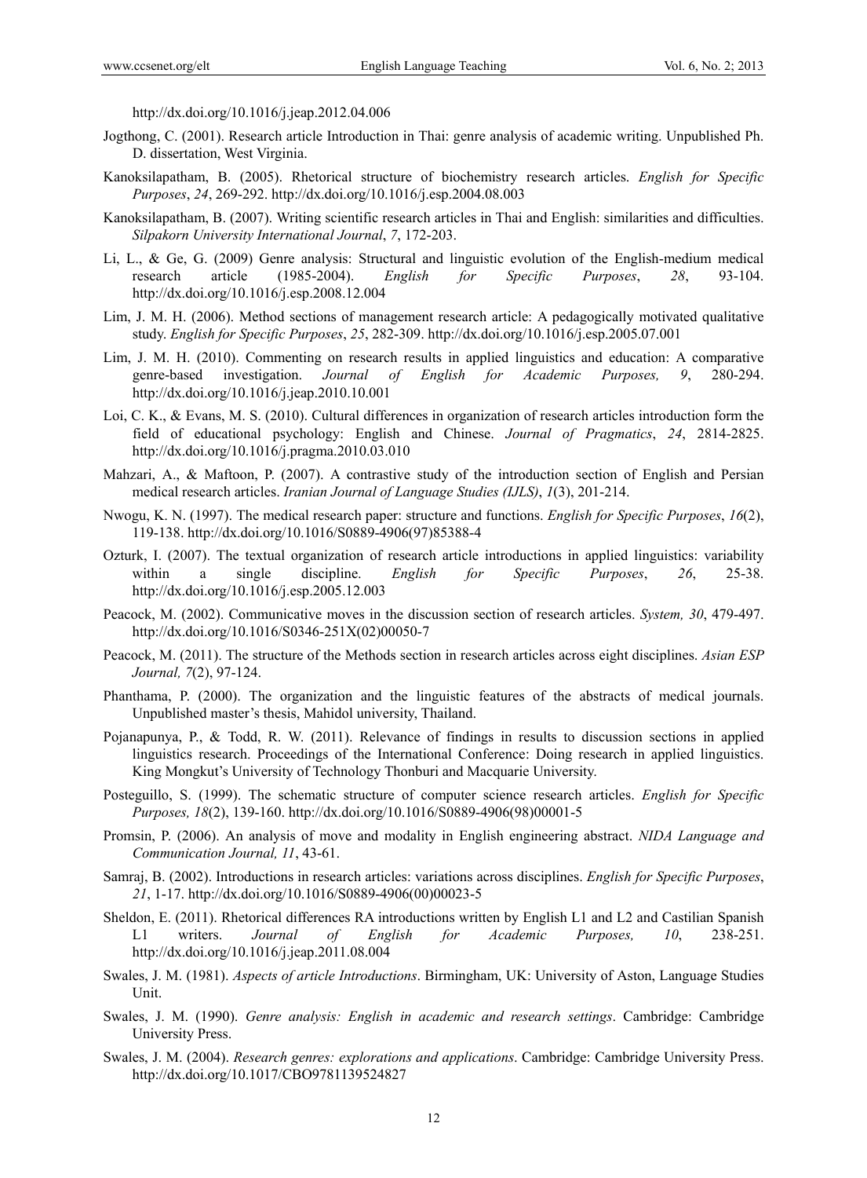http://dx.doi.org/10.1016/j.jeap.2012.04.006

Jogthong, C. (2001). Research article Introduction in Thai: genre analysis of academic writing. Unpublished Ph. D. dissertation, West Virginia.

Kanoksilapatham, B. (2005). Rhetorical structure of biochemistry research articles. *English for Specific Purposes*, *24*, 269-292. http://dx.doi.org/10.1016/j.esp.2004.08.003

Kanoksilapatham, B. (2007). Writing scientific research articles in Thai and English: similarities and difficulties. *Silpakorn University International Journal*, *7*, 172-203.

Li, L., & Ge, G. (2009) Genre analysis: Structural and linguistic evolution of the English-medium medical research article (1985-2004). *English for Specific Purposes*, *28*, 93-104. http://dx.doi.org/10.1016/j.esp.2008.12.004

Lim, J. M. H. (2006). Method sections of management research article: A pedagogically motivated qualitative study. *English for Specific Purposes*, *25*, 282-309. http://dx.doi.org/10.1016/j.esp.2005.07.001

Lim, J. M. H. (2010). Commenting on research results in applied linguistics and education: A comparative genre-based investigation. *Journal of English for Academic Purposes, 9*, 280-294. http://dx.doi.org/10.1016/j.jeap.2010.10.001

Loi, C. K., & Evans, M. S. (2010). Cultural differences in organization of research articles introduction form the field of educational psychology: English and Chinese. *Journal of Pragmatics*, *24*, 2814-2825. http://dx.doi.org/10.1016/j.pragma.2010.03.010

Mahzari, A., & Maftoon, P. (2007). A contrastive study of the introduction section of English and Persian medical research articles. *Iranian Journal of Language Studies (IJLS)*, *1*(3), 201-214.

Nwogu, K. N. (1997). The medical research paper: structure and functions. *English for Specific Purposes*, *16*(2), 119-138. http://dx.doi.org/10.1016/S0889-4906(97)85388-4

Ozturk, I. (2007). The textual organization of research article introductions in applied linguistics: variability within a single discipline. *English for Specific Purposes*, *26*, 25-38. http://dx.doi.org/10.1016/j.esp.2005.12.003

Peacock, M. (2002). Communicative moves in the discussion section of research articles. *System, 30*, 479-497. http://dx.doi.org/10.1016/S0346-251X(02)00050-7

Peacock, M. (2011). The structure of the Methods section in research articles across eight disciplines. *Asian ESP Journal, 7*(2), 97-124.

Phanthama, P. (2000). The organization and the linguistic features of the abstracts of medical journals. Unpublished master's thesis, Mahidol university, Thailand.

Pojanapunya, P., & Todd, R. W. (2011). Relevance of findings in results to discussion sections in applied linguistics research. Proceedings of the International Conference: Doing research in applied linguistics. King Mongkut's University of Technology Thonburi and Macquarie University.

Posteguillo, S. (1999). The schematic structure of computer science research articles. *English for Specific Purposes, 18*(2), 139-160. http://dx.doi.org/10.1016/S0889-4906(98)00001-5

Promsin, P. (2006). An analysis of move and modality in English engineering abstract. *NIDA Language and Communication Journal, 11*, 43-61.

Samraj, B. (2002). Introductions in research articles: variations across disciplines. *English for Specific Purposes*, *21*, 1-17. http://dx.doi.org/10.1016/S0889-4906(00)00023-5

Sheldon, E. (2011). Rhetorical differences RA introductions written by English L1 and L2 and Castilian Spanish L1 writers. *Journal of English for Academic Purposes, 10*, 238-251. http://dx.doi.org/10.1016/j.jeap.2011.08.004

Swales, J. M. (1981). *Aspects of article Introductions*. Birmingham, UK: University of Aston, Language Studies Unit.

Swales, J. M. (1990). *Genre analysis: English in academic and research settings*. Cambridge: Cambridge University Press.

Swales, J. M. (2004). *Research genres: explorations and applications*. Cambridge: Cambridge University Press. http://dx.doi.org/10.1017/CBO9781139524827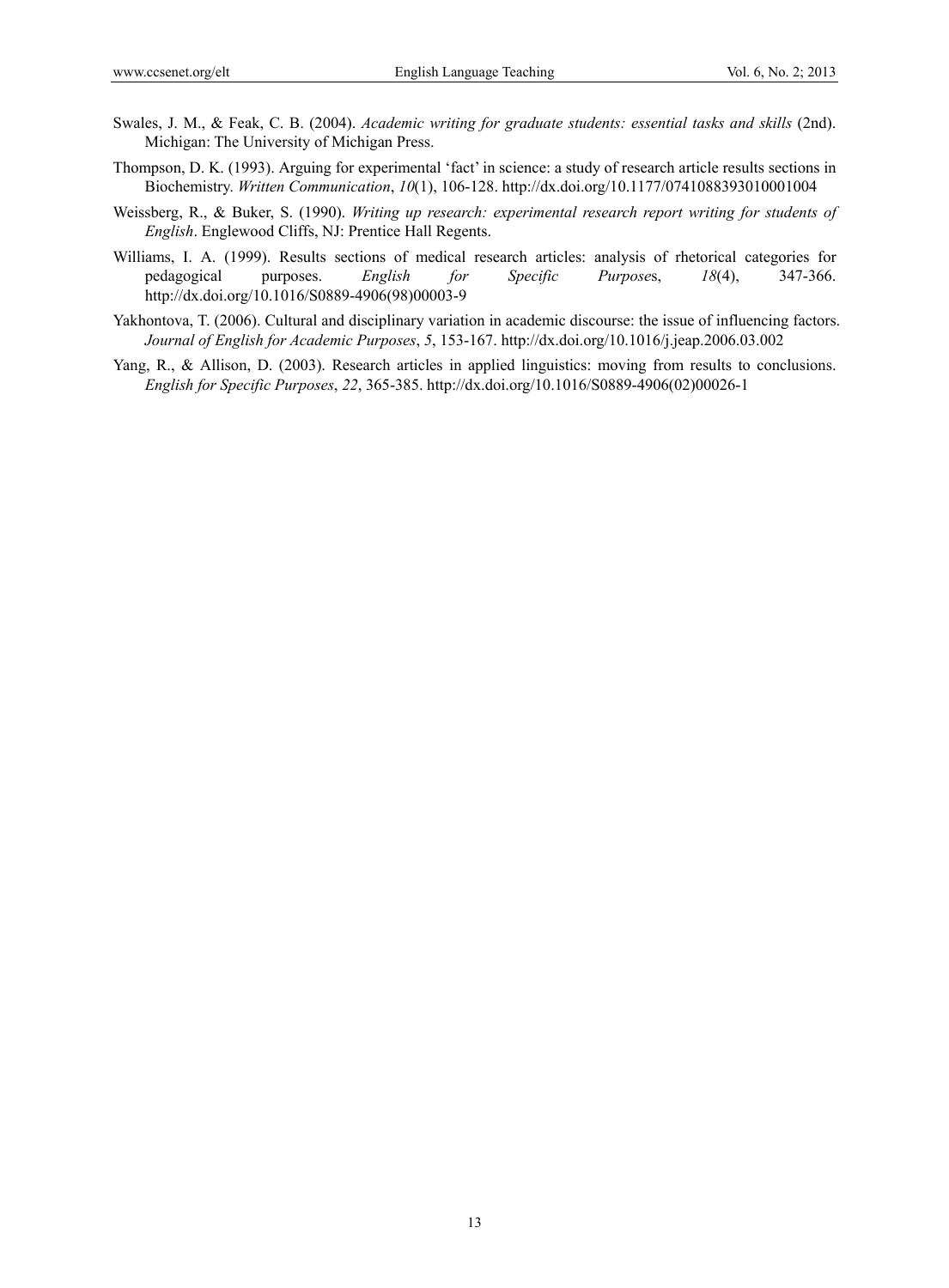Swales, J. M., & Feak, C. B. (2004). *Academic writing for graduate students: essential tasks and skills* (2nd). Michigan: The University of Michigan Press.

Thompson, D. K. (1993). Arguing for experimental 'fact' in science: a study of research article results sections in Biochemistry. *Written Communication*, *10*(1), 106-128. http://dx.doi.org/10.1177/0741088393010001004

Weissberg, R., & Buker, S. (1990). *Writing up research: experimental research report writing for students of English*. Englewood Cliffs, NJ: Prentice Hall Regents.

Williams, I. A. (1999). Results sections of medical research articles: analysis of rhetorical categories for pedagogical purposes. *English for Specific Purposes*, *18*(4), 347-366. http://dx.doi.org/10.1016/S0889-4906(98)00003-9

Yakhontova, T. (2006). Cultural and disciplinary variation in academic discourse: the issue of influencing factors. *Journal of English for Academic Purposes*, *5*, 153-167. http://dx.doi.org/10.1016/j.jeap.2006.03.002

Yang, R., & Allison, D. (2003). Research articles in applied linguistics: moving from results to conclusions. *English for Specific Purposes*, *22*, 365-385. http://dx.doi.org/10.1016/S0889-4906(02)00026-1